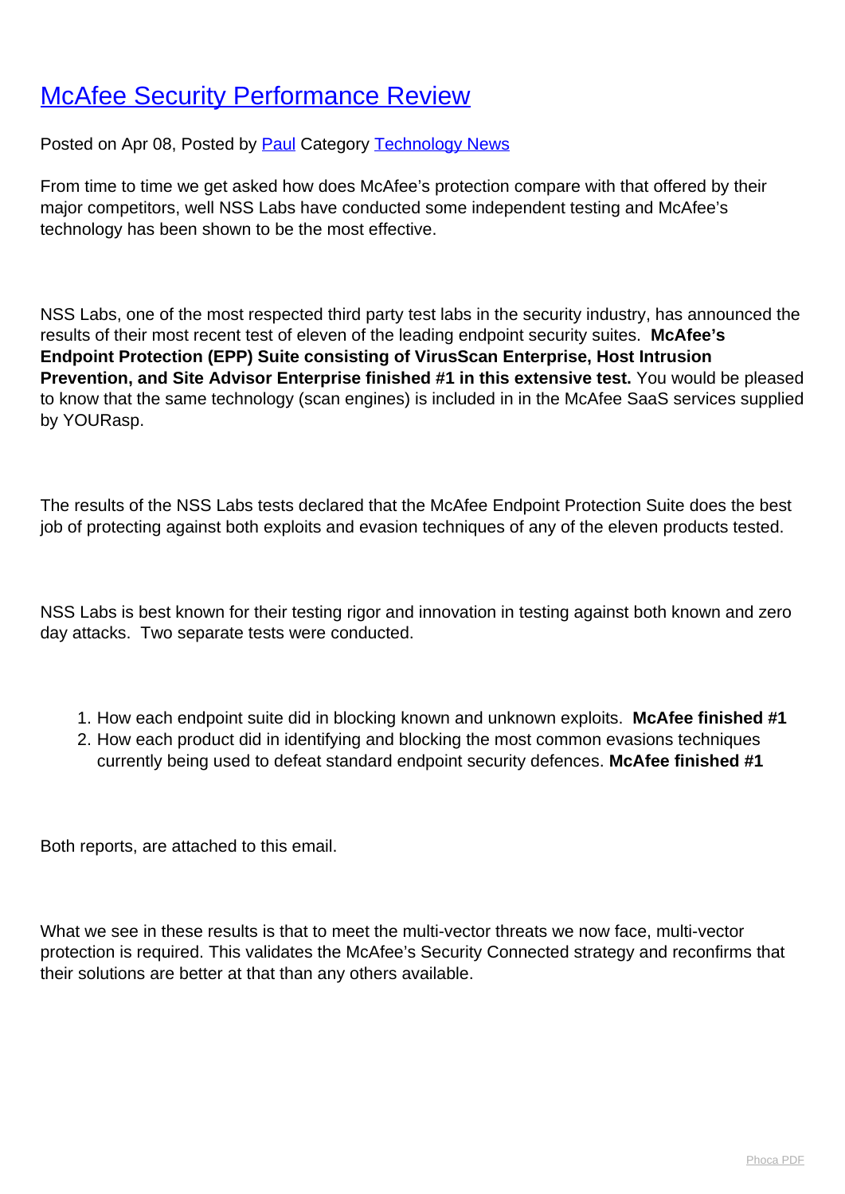# McAfee Security Performance Review

Posted on Apr 08, Posted by Paul Category Technology News

From time to time we get asked how does McAfee's protection compare with that offered by their major competitors, well NSS Labs have conducted some independent testing and McAfee's technology has been shown to be the most effective.

NSS Labs, one of the most respected third party test labs in the security industry, has announced the results of their most recent test of eleven of the leading endpoint security suites. **McAfee's Endpoint Protection (EPP) Suite consisting of VirusScan Enterprise, Host Intrusion Prevention, and Site Advisor Enterprise finished #1 in this extensive test.** You would be pleased to know that the same technology (scan engines) is included in in the McAfee SaaS services supplied by YOURasp.

The results of the NSS Labs tests declared that the McAfee Endpoint Protection Suite does the best job of protecting against both exploits and evasion techniques of any of the eleven products tested.

NSS Labs is best known for their testing rigor and innovation in testing against both known and zero day attacks. Two separate tests were conducted.

1. How each endpoint suite did in blocking known and unknown exploits. **McAfee finished #1**
2. How each product did in identifying and blocking the most common evasions techniques currently being used to defeat standard endpoint security defences. **McAfee finished #1**

Both reports, are attached to this email.

What we see in these results is that to meet the multi-vector threats we now face, multi-vector protection is required. This validates the McAfee's Security Connected strategy and reconfirms that their solutions are better at that than any others available.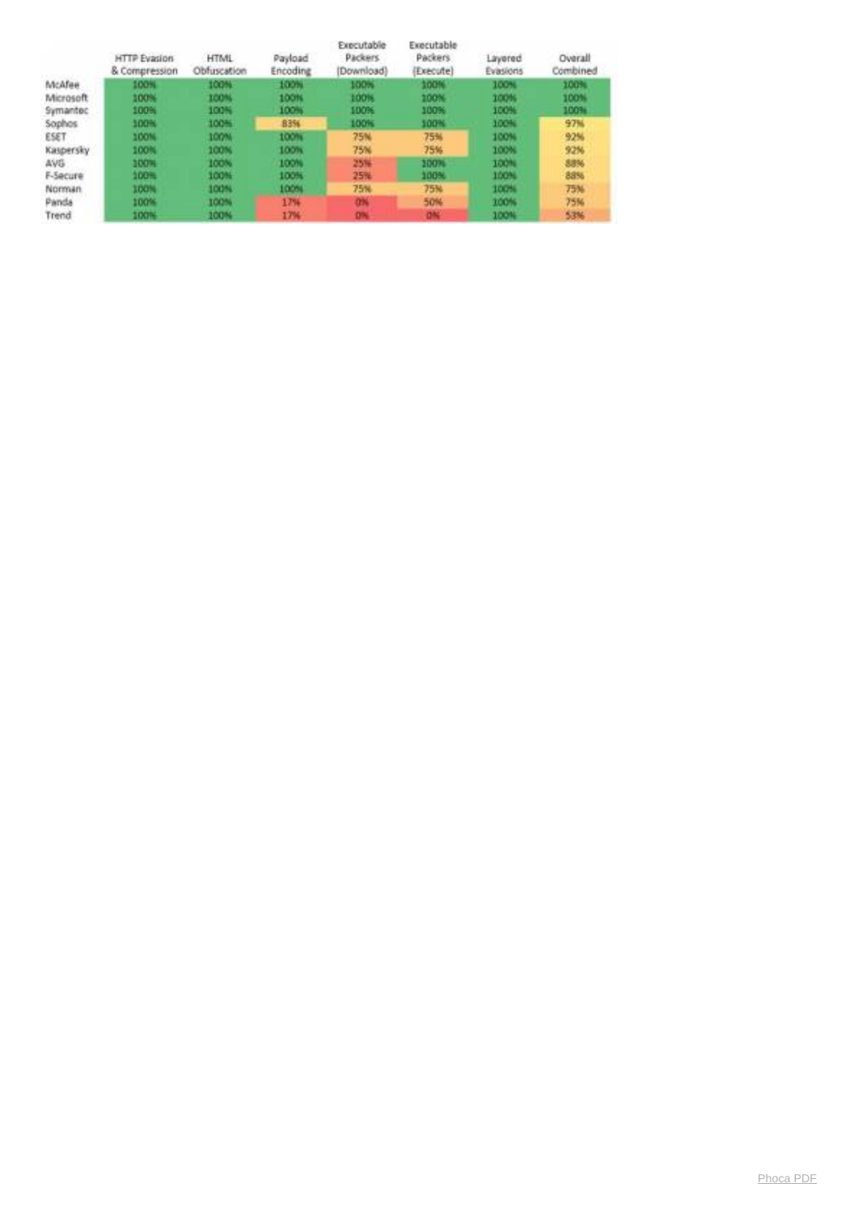| | HTTP Evasion & Compression | HTML Obfuscation | Payload Encoding | Executable Packers (Download) | Executable Packers (Execute) | Layered Evasions | Overall Combined |
|---|---|---|---|---|---|---|---|
| McAfee | 100% | 100% | 100% | 100% | 100% | 100% | 100% |
| Microsoft | 100% | 100% | 100% | 100% | 100% | 100% | 100% |
| Symantec | 100% | 100% | 100% | 100% | 100% | 100% | 100% |
| Sophos | 100% | 100% | 83% | 100% | 100% | 100% | 97% |
| ESET | 100% | 100% | 100% | 75% | 75% | 100% | 92% |
| Kaspersky | 100% | 100% | 100% | 75% | 75% | 100% | 92% |
| AVG | 100% | 100% | 100% | 25% | 100% | 100% | 88% |
| F-Secure | 100% | 100% | 100% | 25% | 100% | 100% | 88% |
| Norman | 100% | 100% | 100% | 75% | 75% | 100% | 75% |
| Panda | 100% | 100% | 17% | 0% | 50% | 100% | 75% |
| Trend | 100% | 100% | 17% | 0% | 0% | 100% | 53% |